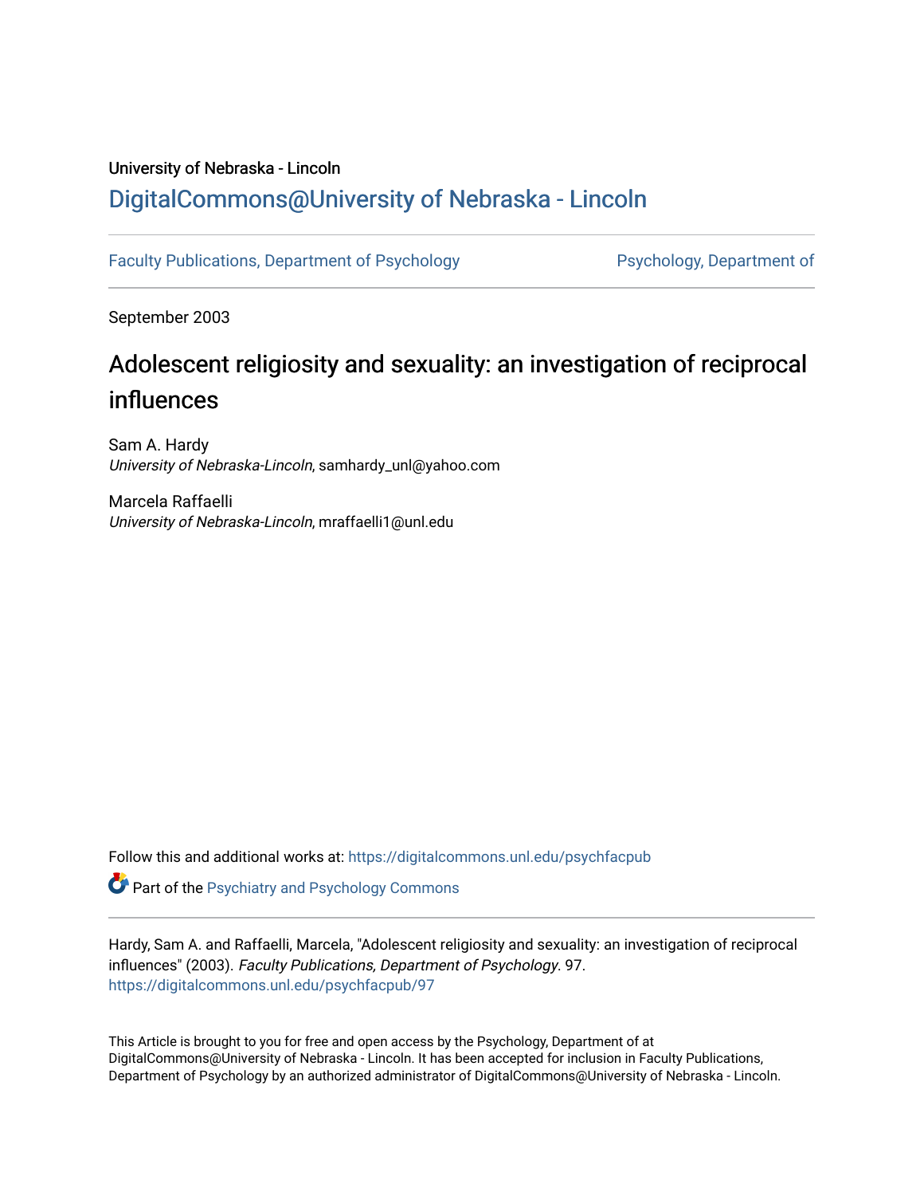University of Nebraska - Lincoln

DigitalCommons@University of Nebraska - Lincoln

Faculty Publications, Department of Psychology | Psychology, Department of

September 2003

# Adolescent religiosity and sexuality: an investigation of reciprocal influences

Sam A. Hardy
*University of Nebraska-Lincoln*, samhardy_unl@yahoo.com

Marcela Raffaelli
*University of Nebraska-Lincoln*, mraffaelli1@unl.edu

Follow this and additional works at: https://digitalcommons.unl.edu/psychfacpub

Part of the Psychiatry and Psychology Commons

Hardy, Sam A. and Raffaelli, Marcela, "Adolescent religiosity and sexuality: an investigation of reciprocal influences" (2003). *Faculty Publications, Department of Psychology*. 97.
https://digitalcommons.unl.edu/psychfacpub/97

This Article is brought to you for free and open access by the Psychology, Department of at DigitalCommons@University of Nebraska - Lincoln. It has been accepted for inclusion in Faculty Publications, Department of Psychology by an authorized administrator of DigitalCommons@University of Nebraska - Lincoln.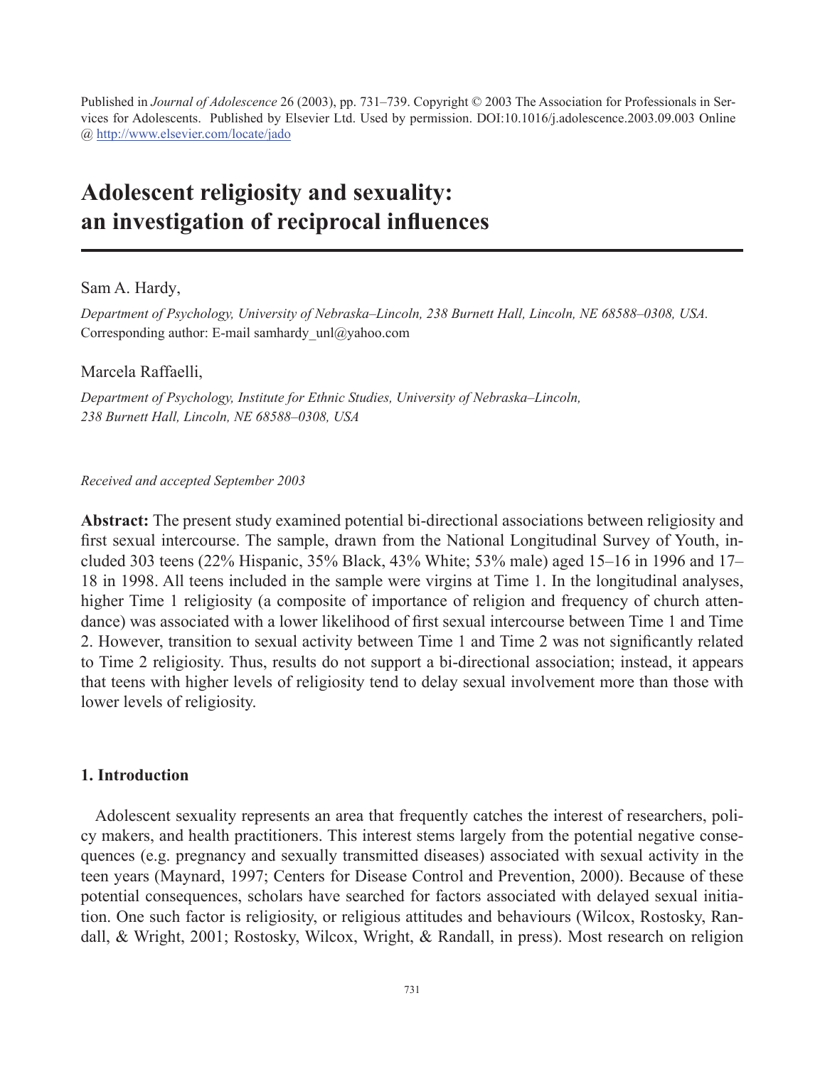Published in *Journal of Adolescence* 26 (2003), pp. 731–739. Copyright © 2003 The Association for Professionals in Services for Adolescents. Published by Elsevier Ltd. Used by permission. DOI:10.1016/j.adolescence.2003.09.003 Online @ http://www.elsevier.com/locate/jado

# Adolescent religiosity and sexuality: an investigation of reciprocal influences

Sam A. Hardy,

*Department of Psychology, University of Nebraska–Lincoln, 238 Burnett Hall, Lincoln, NE 68588–0308, USA.*
Corresponding author: E-mail samhardy_unl@yahoo.com

Marcela Raffaelli,

*Department of Psychology, Institute for Ethnic Studies, University of Nebraska–Lincoln, 238 Burnett Hall, Lincoln, NE 68588–0308, USA*

*Received and accepted September 2003*

**Abstract:** The present study examined potential bi-directional associations between religiosity and first sexual intercourse. The sample, drawn from the National Longitudinal Survey of Youth, included 303 teens (22% Hispanic, 35% Black, 43% White; 53% male) aged 15–16 in 1996 and 17–18 in 1998. All teens included in the sample were virgins at Time 1. In the longitudinal analyses, higher Time 1 religiosity (a composite of importance of religion and frequency of church attendance) was associated with a lower likelihood of first sexual intercourse between Time 1 and Time 2. However, transition to sexual activity between Time 1 and Time 2 was not significantly related to Time 2 religiosity. Thus, results do not support a bi-directional association; instead, it appears that teens with higher levels of religiosity tend to delay sexual involvement more than those with lower levels of religiosity.

## 1. Introduction

Adolescent sexuality represents an area that frequently catches the interest of researchers, policy makers, and health practitioners. This interest stems largely from the potential negative consequences (e.g. pregnancy and sexually transmitted diseases) associated with sexual activity in the teen years (Maynard, 1997; Centers for Disease Control and Prevention, 2000). Because of these potential consequences, scholars have searched for factors associated with delayed sexual initiation. One such factor is religiosity, or religious attitudes and behaviours (Wilcox, Rostosky, Randall, & Wright, 2001; Rostosky, Wilcox, Wright, & Randall, in press). Most research on religion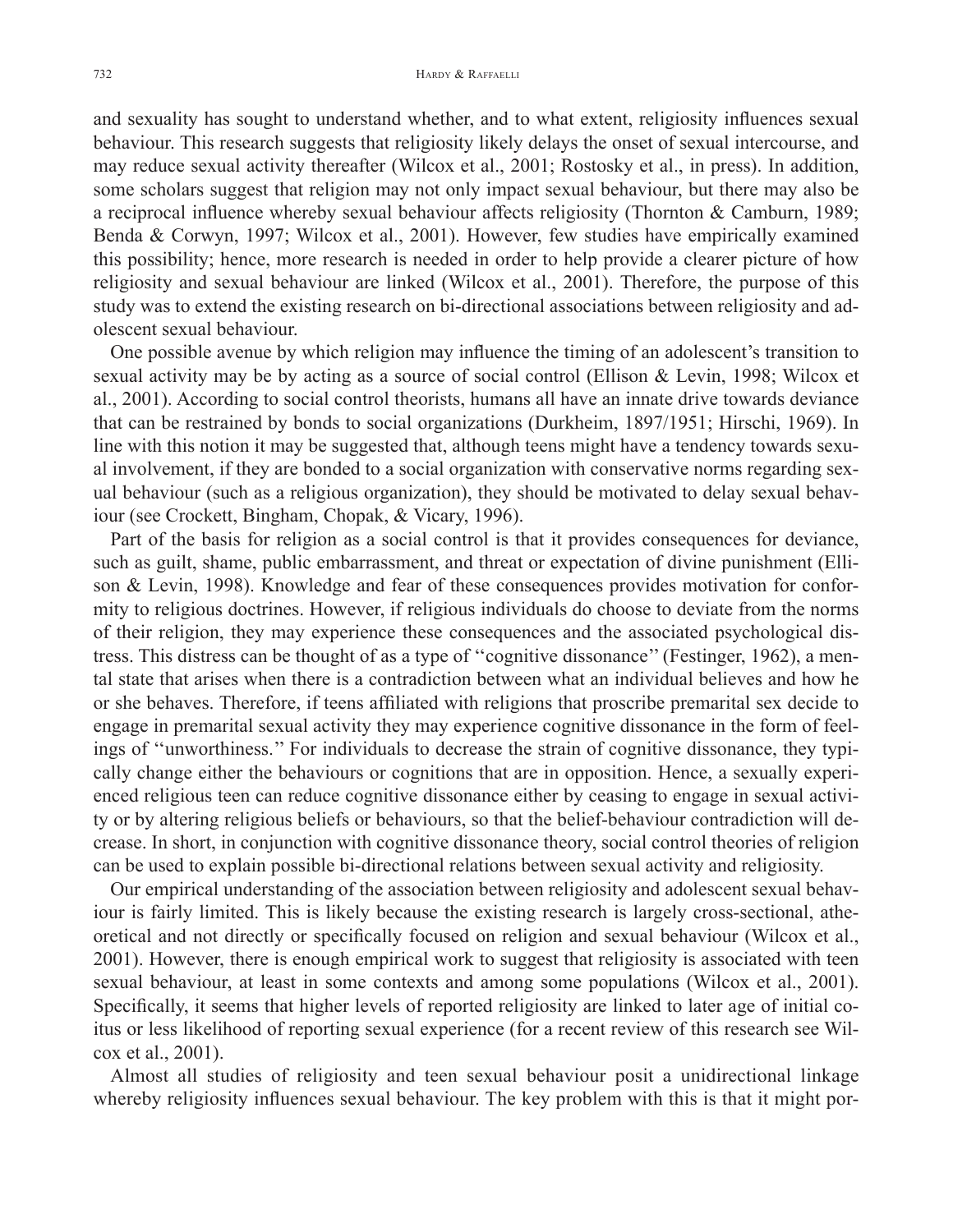and sexuality has sought to understand whether, and to what extent, religiosity influences sexual behaviour. This research suggests that religiosity likely delays the onset of sexual intercourse, and may reduce sexual activity thereafter (Wilcox et al., 2001; Rostosky et al., in press). In addition, some scholars suggest that religion may not only impact sexual behaviour, but there may also be a reciprocal influence whereby sexual behaviour affects religiosity (Thornton & Camburn, 1989; Benda & Corwyn, 1997; Wilcox et al., 2001). However, few studies have empirically examined this possibility; hence, more research is needed in order to help provide a clearer picture of how religiosity and sexual behaviour are linked (Wilcox et al., 2001). Therefore, the purpose of this study was to extend the existing research on bi-directional associations between religiosity and adolescent sexual behaviour.

One possible avenue by which religion may influence the timing of an adolescent's transition to sexual activity may be by acting as a source of social control (Ellison & Levin, 1998; Wilcox et al., 2001). According to social control theorists, humans all have an innate drive towards deviance that can be restrained by bonds to social organizations (Durkheim, 1897/1951; Hirschi, 1969). In line with this notion it may be suggested that, although teens might have a tendency towards sexual involvement, if they are bonded to a social organization with conservative norms regarding sexual behaviour (such as a religious organization), they should be motivated to delay sexual behaviour (see Crockett, Bingham, Chopak, & Vicary, 1996).

Part of the basis for religion as a social control is that it provides consequences for deviance, such as guilt, shame, public embarrassment, and threat or expectation of divine punishment (Ellison & Levin, 1998). Knowledge and fear of these consequences provides motivation for conformity to religious doctrines. However, if religious individuals do choose to deviate from the norms of their religion, they may experience these consequences and the associated psychological distress. This distress can be thought of as a type of ''cognitive dissonance'' (Festinger, 1962), a mental state that arises when there is a contradiction between what an individual believes and how he or she behaves. Therefore, if teens affiliated with religions that proscribe premarital sex decide to engage in premarital sexual activity they may experience cognitive dissonance in the form of feelings of ''unworthiness.'' For individuals to decrease the strain of cognitive dissonance, they typically change either the behaviours or cognitions that are in opposition. Hence, a sexually experienced religious teen can reduce cognitive dissonance either by ceasing to engage in sexual activity or by altering religious beliefs or behaviours, so that the belief-behaviour contradiction will decrease. In short, in conjunction with cognitive dissonance theory, social control theories of religion can be used to explain possible bi-directional relations between sexual activity and religiosity.

Our empirical understanding of the association between religiosity and adolescent sexual behaviour is fairly limited. This is likely because the existing research is largely cross-sectional, atheoretical and not directly or specifically focused on religion and sexual behaviour (Wilcox et al., 2001). However, there is enough empirical work to suggest that religiosity is associated with teen sexual behaviour, at least in some contexts and among some populations (Wilcox et al., 2001). Specifically, it seems that higher levels of reported religiosity are linked to later age of initial coitus or less likelihood of reporting sexual experience (for a recent review of this research see Wilcox et al., 2001).

Almost all studies of religiosity and teen sexual behaviour posit a unidirectional linkage whereby religiosity influences sexual behaviour. The key problem with this is that it might por-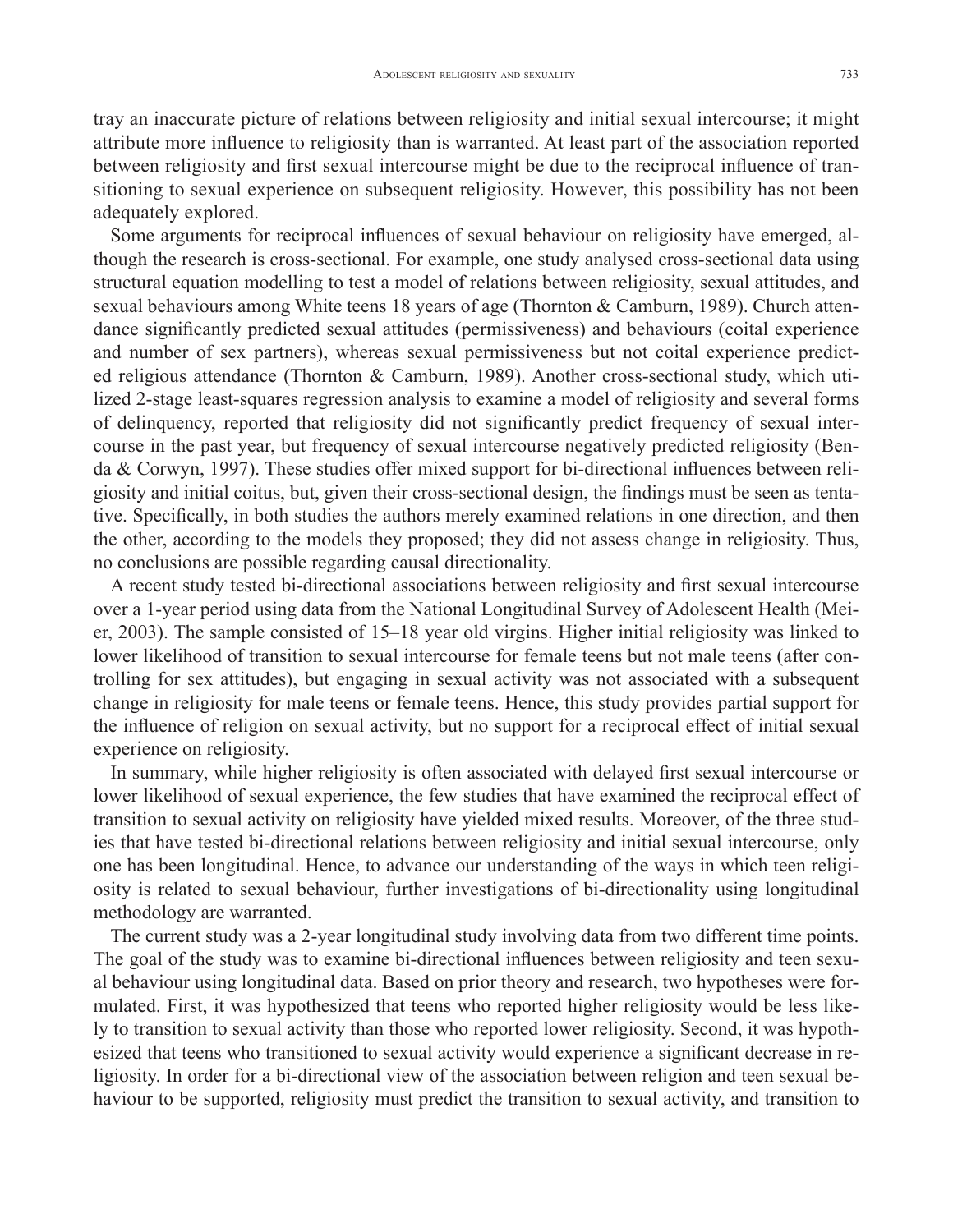tray an inaccurate picture of relations between religiosity and initial sexual intercourse; it might attribute more influence to religiosity than is warranted. At least part of the association reported between religiosity and first sexual intercourse might be due to the reciprocal influence of transitioning to sexual experience on subsequent religiosity. However, this possibility has not been adequately explored.

Some arguments for reciprocal influences of sexual behaviour on religiosity have emerged, although the research is cross-sectional. For example, one study analysed cross-sectional data using structural equation modelling to test a model of relations between religiosity, sexual attitudes, and sexual behaviours among White teens 18 years of age (Thornton & Camburn, 1989). Church attendance significantly predicted sexual attitudes (permissiveness) and behaviours (coital experience and number of sex partners), whereas sexual permissiveness but not coital experience predicted religious attendance (Thornton & Camburn, 1989). Another cross-sectional study, which utilized 2-stage least-squares regression analysis to examine a model of religiosity and several forms of delinquency, reported that religiosity did not significantly predict frequency of sexual intercourse in the past year, but frequency of sexual intercourse negatively predicted religiosity (Benda & Corwyn, 1997). These studies offer mixed support for bi-directional influences between religiosity and initial coitus, but, given their cross-sectional design, the findings must be seen as tentative. Specifically, in both studies the authors merely examined relations in one direction, and then the other, according to the models they proposed; they did not assess change in religiosity. Thus, no conclusions are possible regarding causal directionality.

A recent study tested bi-directional associations between religiosity and first sexual intercourse over a 1-year period using data from the National Longitudinal Survey of Adolescent Health (Meier, 2003). The sample consisted of 15–18 year old virgins. Higher initial religiosity was linked to lower likelihood of transition to sexual intercourse for female teens but not male teens (after controlling for sex attitudes), but engaging in sexual activity was not associated with a subsequent change in religiosity for male teens or female teens. Hence, this study provides partial support for the influence of religion on sexual activity, but no support for a reciprocal effect of initial sexual experience on religiosity.

In summary, while higher religiosity is often associated with delayed first sexual intercourse or lower likelihood of sexual experience, the few studies that have examined the reciprocal effect of transition to sexual activity on religiosity have yielded mixed results. Moreover, of the three studies that have tested bi-directional relations between religiosity and initial sexual intercourse, only one has been longitudinal. Hence, to advance our understanding of the ways in which teen religiosity is related to sexual behaviour, further investigations of bi-directionality using longitudinal methodology are warranted.

The current study was a 2-year longitudinal study involving data from two different time points. The goal of the study was to examine bi-directional influences between religiosity and teen sexual behaviour using longitudinal data. Based on prior theory and research, two hypotheses were formulated. First, it was hypothesized that teens who reported higher religiosity would be less likely to transition to sexual activity than those who reported lower religiosity. Second, it was hypothesized that teens who transitioned to sexual activity would experience a significant decrease in religiosity. In order for a bi-directional view of the association between religion and teen sexual behaviour to be supported, religiosity must predict the transition to sexual activity, and transition to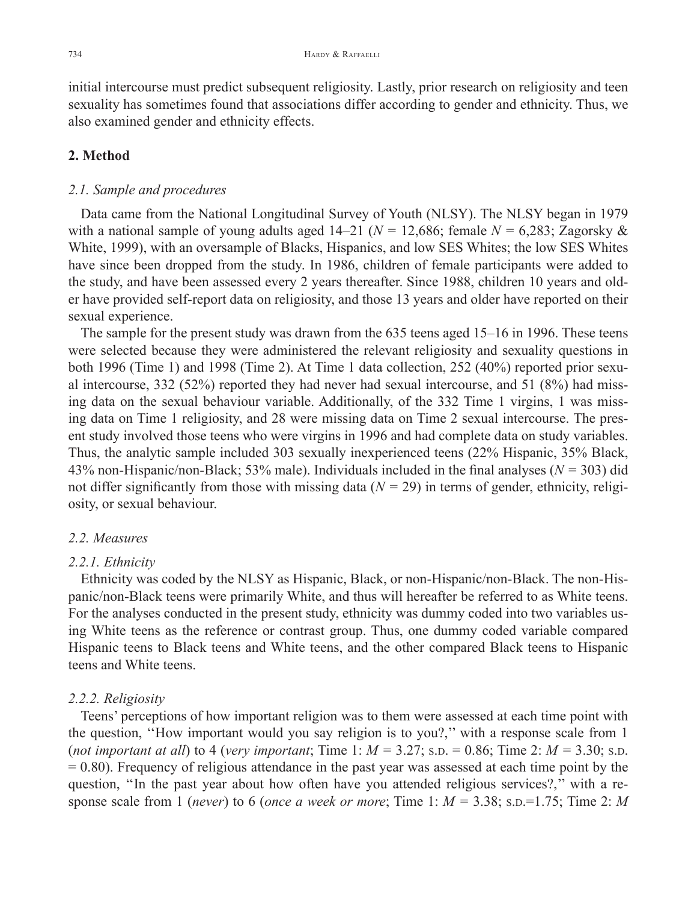initial intercourse must predict subsequent religiosity. Lastly, prior research on religiosity and teen sexuality has sometimes found that associations differ according to gender and ethnicity. Thus, we also examined gender and ethnicity effects.

## 2. Method

### *2.1. Sample and procedures*

Data came from the National Longitudinal Survey of Youth (NLSY). The NLSY began in 1979 with a national sample of young adults aged 14–21 ($N$ = 12,686; female $N$ = 6,283; Zagorsky & White, 1999), with an oversample of Blacks, Hispanics, and low SES Whites; the low SES Whites have since been dropped from the study. In 1986, children of female participants were added to the study, and have been assessed every 2 years thereafter. Since 1988, children 10 years and older have provided self-report data on religiosity, and those 13 years and older have reported on their sexual experience.

The sample for the present study was drawn from the 635 teens aged 15–16 in 1996. These teens were selected because they were administered the relevant religiosity and sexuality questions in both 1996 (Time 1) and 1998 (Time 2). At Time 1 data collection, 252 (40%) reported prior sexual intercourse, 332 (52%) reported they had never had sexual intercourse, and 51 (8%) had missing data on the sexual behaviour variable. Additionally, of the 332 Time 1 virgins, 1 was missing data on Time 1 religiosity, and 28 were missing data on Time 2 sexual intercourse. The present study involved those teens who were virgins in 1996 and had complete data on study variables. Thus, the analytic sample included 303 sexually inexperienced teens (22% Hispanic, 35% Black, 43% non-Hispanic/non-Black; 53% male). Individuals included in the final analyses ($N$ = 303) did not differ significantly from those with missing data ($N$ = 29) in terms of gender, ethnicity, religiosity, or sexual behaviour.

### *2.2. Measures*

#### *2.2.1. Ethnicity*

Ethnicity was coded by the NLSY as Hispanic, Black, or non-Hispanic/non-Black. The non-Hispanic/non-Black teens were primarily White, and thus will hereafter be referred to as White teens. For the analyses conducted in the present study, ethnicity was dummy coded into two variables using White teens as the reference or contrast group. Thus, one dummy coded variable compared Hispanic teens to Black teens and White teens, and the other compared Black teens to Hispanic teens and White teens.

#### *2.2.2. Religiosity*

Teens' perceptions of how important religion was to them were assessed at each time point with the question, ''How important would you say religion is to you?,'' with a response scale from 1 (*not important at all*) to 4 (*very important*; Time 1: $M$ = 3.27; S.D. = 0.86; Time 2: $M$ = 3.30; S.D. = 0.80). Frequency of religious attendance in the past year was assessed at each time point by the question, ''In the past year about how often have you attended religious services?,'' with a response scale from 1 (*never*) to 6 (*once a week or more*; Time 1: $M$ = 3.38; S.D.=1.75; Time 2: $M$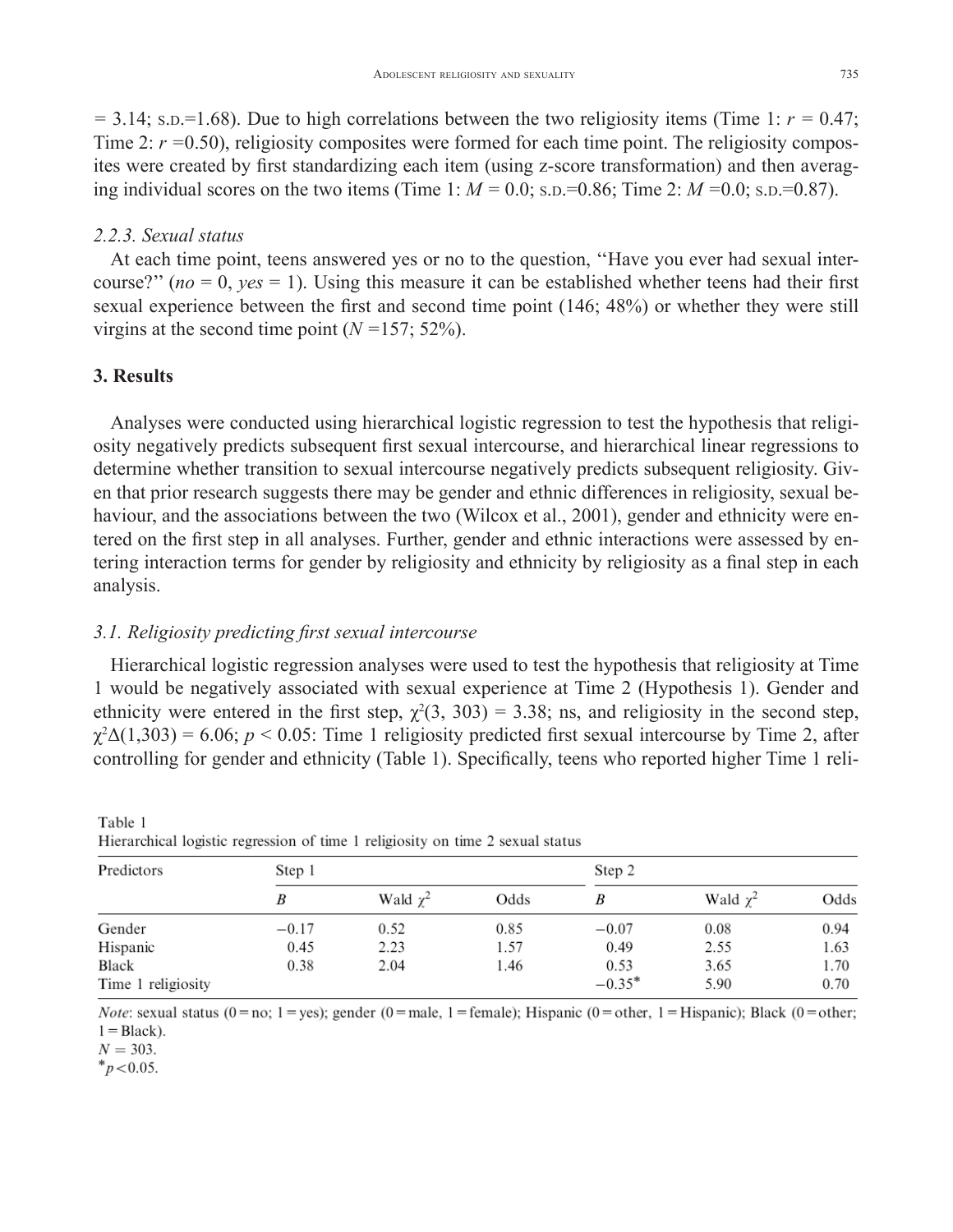= 3.14; S.D.=1.68). Due to high correlations between the two religiosity items (Time 1: $r$ = 0.47; Time 2: $r$ =0.50), religiosity composites were formed for each time point. The religiosity composites were created by first standardizing each item (using z-score transformation) and then averaging individual scores on the two items (Time 1: $M$ = 0.0; S.D.=0.86; Time 2: $M$ =0.0; S.D.=0.87).

### 2.2.3. Sexual status

At each time point, teens answered yes or no to the question, ''Have you ever had sexual intercourse?'' (*no* = 0, *yes* = 1). Using this measure it can be established whether teens had their first sexual experience between the first and second time point (146; 48%) or whether they were still virgins at the second time point ($N$ =157; 52%).

## 3. Results

Analyses were conducted using hierarchical logistic regression to test the hypothesis that religiosity negatively predicts subsequent first sexual intercourse, and hierarchical linear regressions to determine whether transition to sexual intercourse negatively predicts subsequent religiosity. Given that prior research suggests there may be gender and ethnic differences in religiosity, sexual behaviour, and the associations between the two (Wilcox et al., 2001), gender and ethnicity were entered on the first step in all analyses. Further, gender and ethnic interactions were assessed by entering interaction terms for gender by religiosity and ethnicity by religiosity as a final step in each analysis.

### 3.1. Religiosity predicting first sexual intercourse

Hierarchical logistic regression analyses were used to test the hypothesis that religiosity at Time 1 would be negatively associated with sexual experience at Time 2 (Hypothesis 1). Gender and ethnicity were entered in the first step, $\chi^2(3, 303) = 3.38$; ns, and religiosity in the second step, $\chi^2\Delta(1,303) = 6.06$; $p < 0.05$: Time 1 religiosity predicted first sexual intercourse by Time 2, after controlling for gender and ethnicity (Table 1). Specifically, teens who reported higher Time 1 reli-

Table 1
Hierarchical logistic regression of time 1 religiosity on time 2 sexual status

| Predictors | Step 1 | | | Step 2 | | |
|---|---|---|---|---|---|---|
| | $B$ | Wald $\chi^2$ | Odds | $B$ | Wald $\chi^2$ | Odds |
| Gender | −0.17 | 0.52 | 0.85 | −0.07 | 0.08 | 0.94 |
| Hispanic | 0.45 | 2.23 | 1.57 | 0.49 | 2.55 | 1.63 |
| Black | 0.38 | 2.04 | 1.46 | 0.53 | 3.65 | 1.70 |
| Time 1 religiosity | | | | −0.35* | 5.90 | 0.70 |

*Note*: sexual status (0 = no; 1 = yes); gender (0 = male, 1 = female); Hispanic (0 = other, 1 = Hispanic); Black (0 = other; 1 = Black).
$N$ = 303.
*$p<0.05$.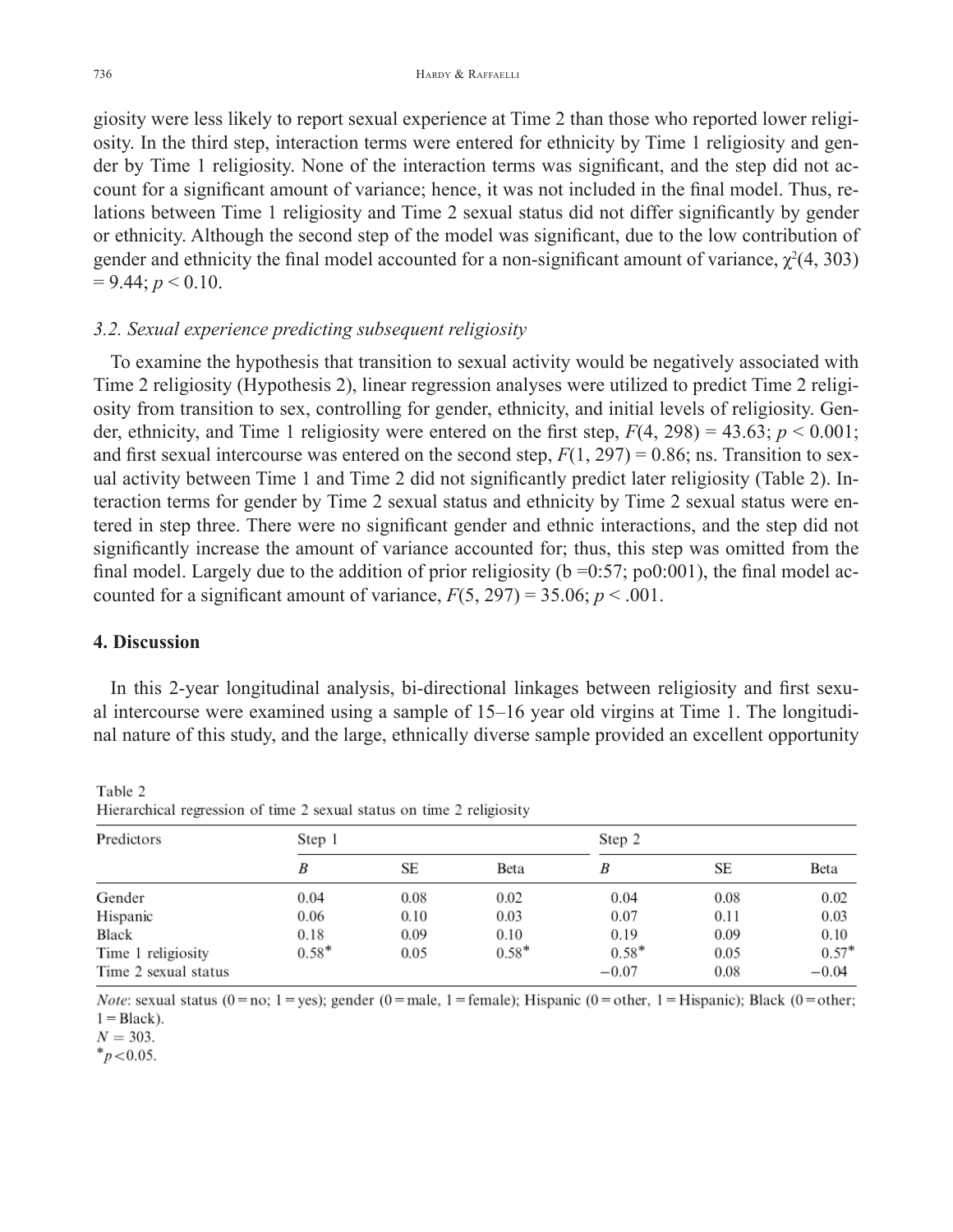giosity were less likely to report sexual experience at Time 2 than those who reported lower religiosity. In the third step, interaction terms were entered for ethnicity by Time 1 religiosity and gender by Time 1 religiosity. None of the interaction terms was significant, and the step did not account for a significant amount of variance; hence, it was not included in the final model. Thus, relations between Time 1 religiosity and Time 2 sexual status did not differ significantly by gender or ethnicity. Although the second step of the model was significant, due to the low contribution of gender and ethnicity the final model accounted for a non-significant amount of variance, $\chi^2(4, 303) = 9.44$; $p < 0.10$.

### *3.2. Sexual experience predicting subsequent religiosity*

To examine the hypothesis that transition to sexual activity would be negatively associated with Time 2 religiosity (Hypothesis 2), linear regression analyses were utilized to predict Time 2 religiosity from transition to sex, controlling for gender, ethnicity, and initial levels of religiosity. Gender, ethnicity, and Time 1 religiosity were entered on the first step, $F(4, 298) = 43.63$; $p < 0.001$; and first sexual intercourse was entered on the second step, $F(1, 297) = 0.86$; ns. Transition to sexual activity between Time 1 and Time 2 did not significantly predict later religiosity (Table 2). Interaction terms for gender by Time 2 sexual status and ethnicity by Time 2 sexual status were entered in step three. There were no significant gender and ethnic interactions, and the step did not significantly increase the amount of variance accounted for; thus, this step was omitted from the final model. Largely due to the addition of prior religiosity (b =0:57; po0:001), the final model accounted for a significant amount of variance, $F(5, 297) = 35.06$; $p < .001$.

## 4. Discussion

In this 2-year longitudinal analysis, bi-directional linkages between religiosity and first sexual intercourse were examined using a sample of 15–16 year old virgins at Time 1. The longitudinal nature of this study, and the large, ethnically diverse sample provided an excellent opportunity

Table 2
Hierarchical regression of time 2 sexual status on time 2 religiosity

| Predictors | Step 1 | | | Step 2 | | |
|---|---|---|---|---|---|---|
| | *B* | SE | Beta | *B* | SE | Beta |
| Gender | 0.04 | 0.08 | 0.02 | 0.04 | 0.08 | 0.02 |
| Hispanic | 0.06 | 0.10 | 0.03 | 0.07 | 0.11 | 0.03 |
| Black | 0.18 | 0.09 | 0.10 | 0.19 | 0.09 | 0.10 |
| Time 1 religiosity | 0.58* | 0.05 | 0.58* | 0.58* | 0.05 | 0.57* |
| Time 2 sexual status | | | | −0.07 | 0.08 | −0.04 |

*Note*: sexual status (0 = no; 1 = yes); gender (0 = male, 1 = female); Hispanic (0 = other, 1 = Hispanic); Black (0 = other; 1 = Black).
$N = 303$.
*$p < 0.05$.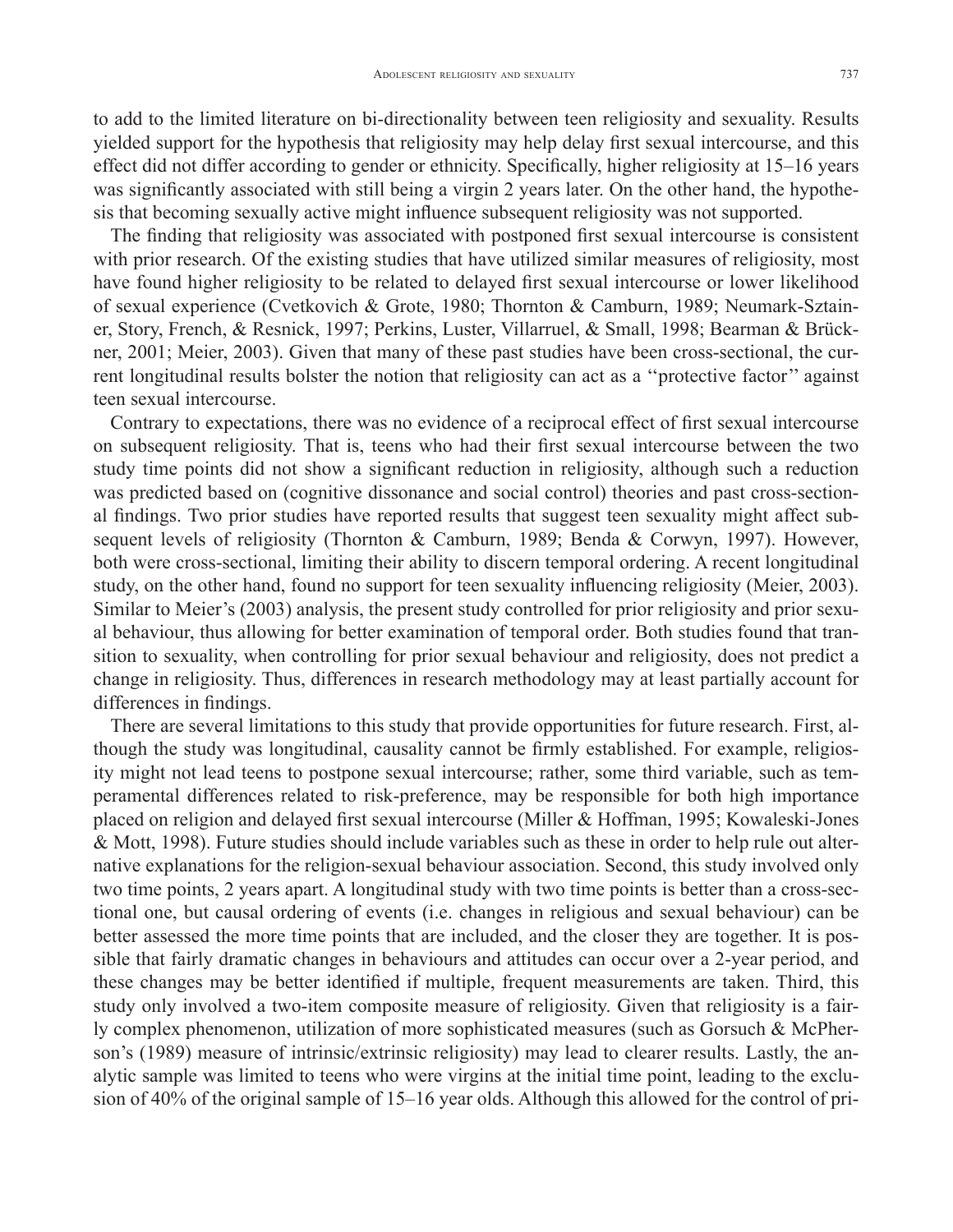to add to the limited literature on bi-directionality between teen religiosity and sexuality. Results yielded support for the hypothesis that religiosity may help delay first sexual intercourse, and this effect did not differ according to gender or ethnicity. Specifically, higher religiosity at 15–16 years was significantly associated with still being a virgin 2 years later. On the other hand, the hypothesis that becoming sexually active might influence subsequent religiosity was not supported.

The finding that religiosity was associated with postponed first sexual intercourse is consistent with prior research. Of the existing studies that have utilized similar measures of religiosity, most have found higher religiosity to be related to delayed first sexual intercourse or lower likelihood of sexual experience (Cvetkovich & Grote, 1980; Thornton & Camburn, 1989; Neumark-Sztainer, Story, French, & Resnick, 1997; Perkins, Luster, Villarruel, & Small, 1998; Bearman & Brückner, 2001; Meier, 2003). Given that many of these past studies have been cross-sectional, the current longitudinal results bolster the notion that religiosity can act as a ''protective factor'' against teen sexual intercourse.

Contrary to expectations, there was no evidence of a reciprocal effect of first sexual intercourse on subsequent religiosity. That is, teens who had their first sexual intercourse between the two study time points did not show a significant reduction in religiosity, although such a reduction was predicted based on (cognitive dissonance and social control) theories and past cross-sectional findings. Two prior studies have reported results that suggest teen sexuality might affect subsequent levels of religiosity (Thornton & Camburn, 1989; Benda & Corwyn, 1997). However, both were cross-sectional, limiting their ability to discern temporal ordering. A recent longitudinal study, on the other hand, found no support for teen sexuality influencing religiosity (Meier, 2003). Similar to Meier's (2003) analysis, the present study controlled for prior religiosity and prior sexual behaviour, thus allowing for better examination of temporal order. Both studies found that transition to sexuality, when controlling for prior sexual behaviour and religiosity, does not predict a change in religiosity. Thus, differences in research methodology may at least partially account for differences in findings.

There are several limitations to this study that provide opportunities for future research. First, although the study was longitudinal, causality cannot be firmly established. For example, religiosity might not lead teens to postpone sexual intercourse; rather, some third variable, such as temperamental differences related to risk-preference, may be responsible for both high importance placed on religion and delayed first sexual intercourse (Miller & Hoffman, 1995; Kowaleski-Jones & Mott, 1998). Future studies should include variables such as these in order to help rule out alternative explanations for the religion-sexual behaviour association. Second, this study involved only two time points, 2 years apart. A longitudinal study with two time points is better than a cross-sectional one, but causal ordering of events (i.e. changes in religious and sexual behaviour) can be better assessed the more time points that are included, and the closer they are together. It is possible that fairly dramatic changes in behaviours and attitudes can occur over a 2-year period, and these changes may be better identified if multiple, frequent measurements are taken. Third, this study only involved a two-item composite measure of religiosity. Given that religiosity is a fairly complex phenomenon, utilization of more sophisticated measures (such as Gorsuch & McPherson's (1989) measure of intrinsic/extrinsic religiosity) may lead to clearer results. Lastly, the analytic sample was limited to teens who were virgins at the initial time point, leading to the exclusion of 40% of the original sample of 15–16 year olds. Although this allowed for the control of pri-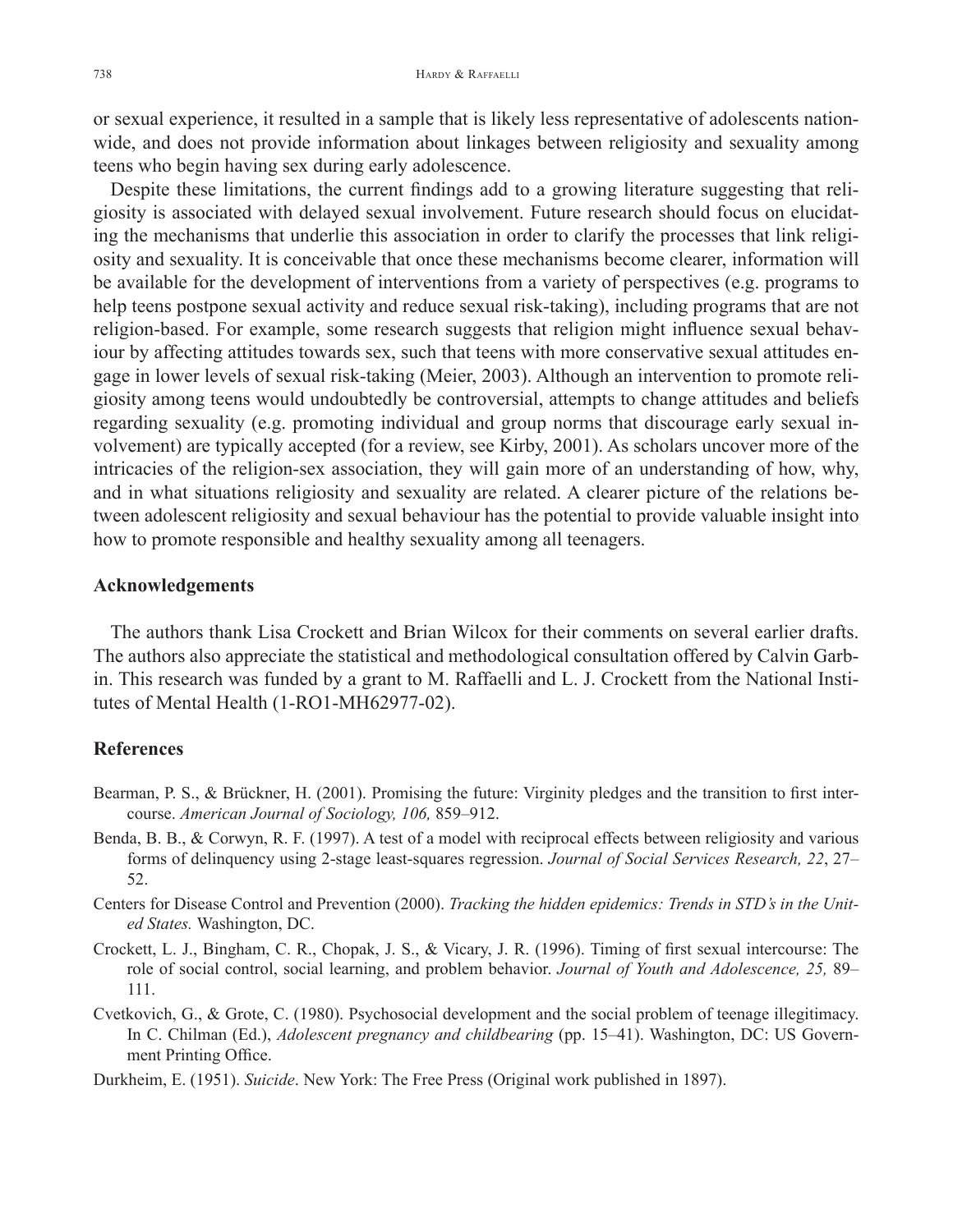or sexual experience, it resulted in a sample that is likely less representative of adolescents nationwide, and does not provide information about linkages between religiosity and sexuality among teens who begin having sex during early adolescence.

Despite these limitations, the current findings add to a growing literature suggesting that religiosity is associated with delayed sexual involvement. Future research should focus on elucidating the mechanisms that underlie this association in order to clarify the processes that link religiosity and sexuality. It is conceivable that once these mechanisms become clearer, information will be available for the development of interventions from a variety of perspectives (e.g. programs to help teens postpone sexual activity and reduce sexual risk-taking), including programs that are not religion-based. For example, some research suggests that religion might influence sexual behaviour by affecting attitudes towards sex, such that teens with more conservative sexual attitudes engage in lower levels of sexual risk-taking (Meier, 2003). Although an intervention to promote religiosity among teens would undoubtedly be controversial, attempts to change attitudes and beliefs regarding sexuality (e.g. promoting individual and group norms that discourage early sexual involvement) are typically accepted (for a review, see Kirby, 2001). As scholars uncover more of the intricacies of the religion-sex association, they will gain more of an understanding of how, why, and in what situations religiosity and sexuality are related. A clearer picture of the relations between adolescent religiosity and sexual behaviour has the potential to provide valuable insight into how to promote responsible and healthy sexuality among all teenagers.

## Acknowledgements

The authors thank Lisa Crockett and Brian Wilcox for their comments on several earlier drafts. The authors also appreciate the statistical and methodological consultation offered by Calvin Garbin. This research was funded by a grant to M. Raffaelli and L. J. Crockett from the National Institutes of Mental Health (1-RO1-MH62977-02).

## References

Bearman, P. S., & Brückner, H. (2001). Promising the future: Virginity pledges and the transition to first intercourse. *American Journal of Sociology, 106,* 859–912.

Benda, B. B., & Corwyn, R. F. (1997). A test of a model with reciprocal effects between religiosity and various forms of delinquency using 2-stage least-squares regression. *Journal of Social Services Research, 22*, 27–52.

Centers for Disease Control and Prevention (2000). *Tracking the hidden epidemics: Trends in STD's in the United States.* Washington, DC.

Crockett, L. J., Bingham, C. R., Chopak, J. S., & Vicary, J. R. (1996). Timing of first sexual intercourse: The role of social control, social learning, and problem behavior. *Journal of Youth and Adolescence, 25,* 89–111.

Cvetkovich, G., & Grote, C. (1980). Psychosocial development and the social problem of teenage illegitimacy. In C. Chilman (Ed.), *Adolescent pregnancy and childbearing* (pp. 15–41). Washington, DC: US Government Printing Office.

Durkheim, E. (1951). *Suicide*. New York: The Free Press (Original work published in 1897).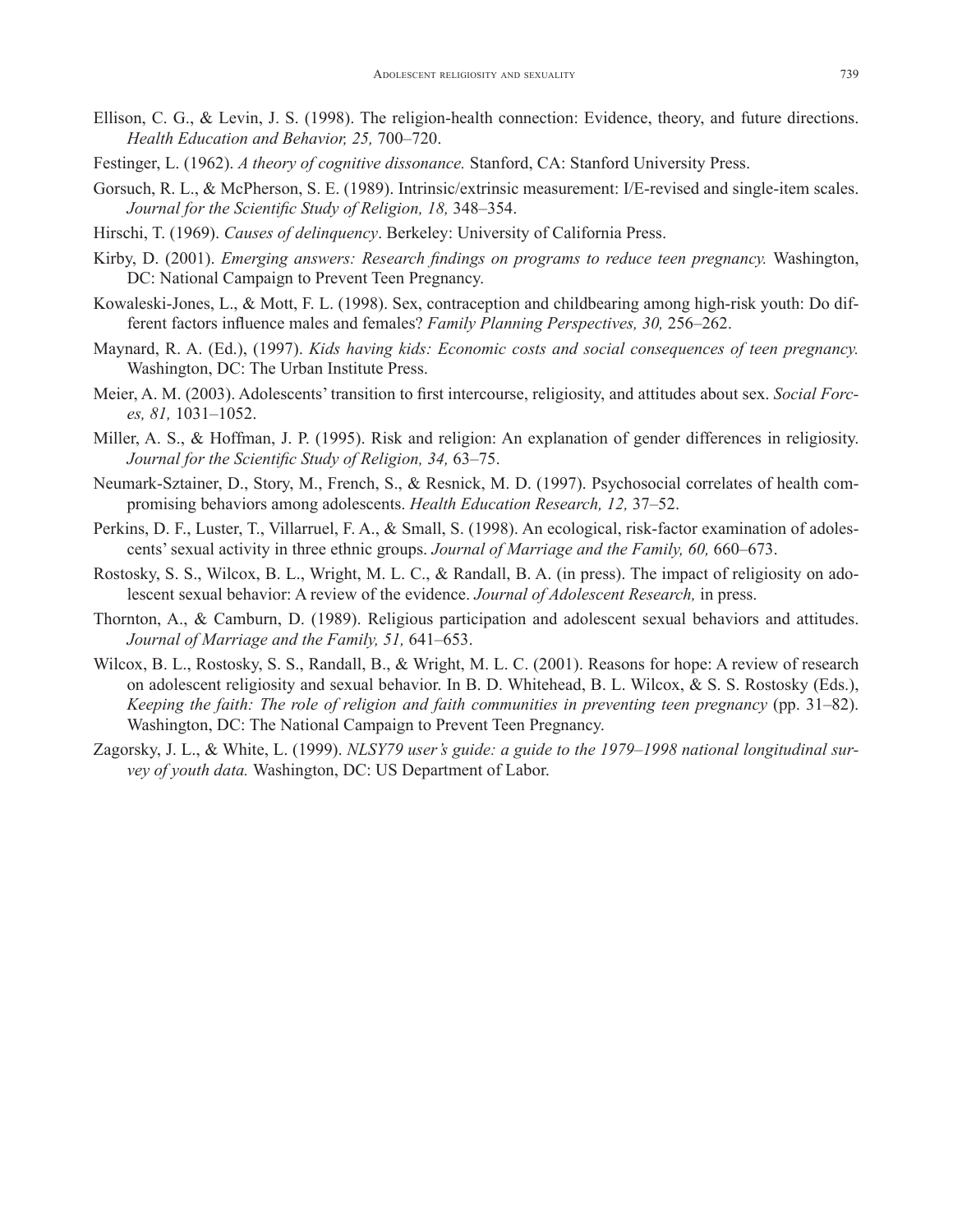Ellison, C. G., & Levin, J. S. (1998). The religion-health connection: Evidence, theory, and future directions. *Health Education and Behavior, 25,* 700–720.

Festinger, L. (1962). *A theory of cognitive dissonance.* Stanford, CA: Stanford University Press.

Gorsuch, R. L., & McPherson, S. E. (1989). Intrinsic/extrinsic measurement: I/E-revised and single-item scales. *Journal for the Scientific Study of Religion, 18,* 348–354.

Hirschi, T. (1969). *Causes of delinquency*. Berkeley: University of California Press.

Kirby, D. (2001). *Emerging answers: Research findings on programs to reduce teen pregnancy.* Washington, DC: National Campaign to Prevent Teen Pregnancy.

Kowaleski-Jones, L., & Mott, F. L. (1998). Sex, contraception and childbearing among high-risk youth: Do different factors influence males and females? *Family Planning Perspectives, 30,* 256–262.

Maynard, R. A. (Ed.), (1997). *Kids having kids: Economic costs and social consequences of teen pregnancy.* Washington, DC: The Urban Institute Press.

Meier, A. M. (2003). Adolescents' transition to first intercourse, religiosity, and attitudes about sex. *Social Forces, 81,* 1031–1052.

Miller, A. S., & Hoffman, J. P. (1995). Risk and religion: An explanation of gender differences in religiosity. *Journal for the Scientific Study of Religion, 34,* 63–75.

Neumark-Sztainer, D., Story, M., French, S., & Resnick, M. D. (1997). Psychosocial correlates of health compromising behaviors among adolescents. *Health Education Research, 12,* 37–52.

Perkins, D. F., Luster, T., Villarruel, F. A., & Small, S. (1998). An ecological, risk-factor examination of adolescents' sexual activity in three ethnic groups. *Journal of Marriage and the Family, 60,* 660–673.

Rostosky, S. S., Wilcox, B. L., Wright, M. L. C., & Randall, B. A. (in press). The impact of religiosity on adolescent sexual behavior: A review of the evidence. *Journal of Adolescent Research,* in press.

Thornton, A., & Camburn, D. (1989). Religious participation and adolescent sexual behaviors and attitudes. *Journal of Marriage and the Family, 51,* 641–653.

Wilcox, B. L., Rostosky, S. S., Randall, B., & Wright, M. L. C. (2001). Reasons for hope: A review of research on adolescent religiosity and sexual behavior. In B. D. Whitehead, B. L. Wilcox, & S. S. Rostosky (Eds.), *Keeping the faith: The role of religion and faith communities in preventing teen pregnancy* (pp. 31–82). Washington, DC: The National Campaign to Prevent Teen Pregnancy.

Zagorsky, J. L., & White, L. (1999). *NLSY79 user's guide: a guide to the 1979–1998 national longitudinal survey of youth data.* Washington, DC: US Department of Labor.